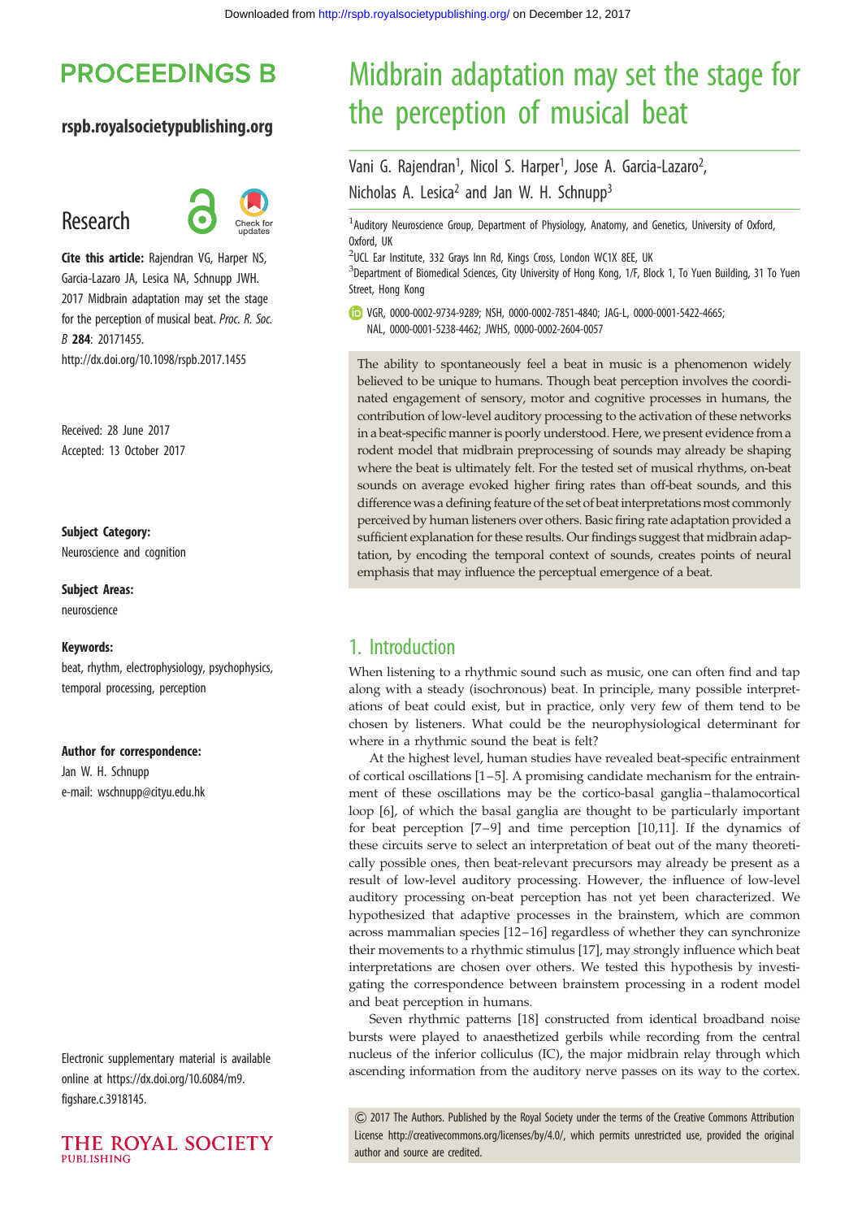# Midbrain adaptation may set the stage for the perception of musical beat

Vani G. Rajendran[1], Nicol S. Harper[1], Jose A. Garcia-Lazaro[2], Nicholas A. Lesica[2] and Jan W. H. Schnupp[3]

[1]Auditory Neuroscience Group, Department of Physiology, Anatomy, and Genetics, University of Oxford, Oxford, UK

[2]UCL Ear Institute, 332 Grays Inn Rd, Kings Cross, London WC1X 8EE, UK

[3]Department of Biomedical Sciences, City University of Hong Kong, 1/F, Block 1, To Yuen Building, 31 To Yuen Street, Hong Kong

VGR, 0000-0002-9734-9289; NSH, 0000-0002-7851-4840; JAG-L, 0000-0001-5422-4665; NAL, 0000-0001-5238-4462; JWHS, 0000-0002-2604-0057

**PROCEEDINGS B**

rspb.royalsocietypublishing.org

Research

**Cite this article:** Rajendran VG, Harper NS, Garcia-Lazaro JA, Lesica NA, Schnupp JWH. 2017 Midbrain adaptation may set the stage for the perception of musical beat. *Proc. R. Soc. B* **284**: 20171455. http://dx.doi.org/10.1098/rspb.2017.1455

Received: 28 June 2017
Accepted: 13 October 2017

**Subject Category:**
Neuroscience and cognition

**Subject Areas:**
neuroscience

**Keywords:**
beat, rhythm, electrophysiology, psychophysics, temporal processing, perception

**Author for correspondence:**
Jan W. H. Schnupp
e-mail: wschnupp@cityu.edu.hk

Electronic supplementary material is available online at https://dx.doi.org/10.6084/m9.figshare.c.3918145.

The ability to spontaneously feel a beat in music is a phenomenon widely believed to be unique to humans. Though beat perception involves the coordinated engagement of sensory, motor and cognitive processes in humans, the contribution of low-level auditory processing to the activation of these networks in a beat-specific manner is poorly understood. Here, we present evidence from a rodent model that midbrain preprocessing of sounds may already be shaping where the beat is ultimately felt. For the tested set of musical rhythms, on-beat sounds on average evoked higher firing rates than off-beat sounds, and this difference was a defining feature of the set of beat interpretations most commonly perceived by human listeners over others. Basic firing rate adaptation provided a sufficient explanation for these results. Our findings suggest that midbrain adaptation, by encoding the temporal context of sounds, creates points of neural emphasis that may influence the perceptual emergence of a beat.

## 1. Introduction

When listening to a rhythmic sound such as music, one can often find and tap along with a steady (isochronous) beat. In principle, many possible interpretations of beat could exist, but in practice, only very few of them tend to be chosen by listeners. What could be the neurophysiological determinant for where in a rhythmic sound the beat is felt?

At the highest level, human studies have revealed beat-specific entrainment of cortical oscillations [1–5]. A promising candidate mechanism for the entrainment of these oscillations may be the cortico-basal ganglia–thalamocortical loop [6], of which the basal ganglia are thought to be particularly important for beat perception [7–9] and time perception [10,11]. If the dynamics of these circuits serve to select an interpretation of beat out of the many theoretically possible ones, then beat-relevant precursors may already be present as a result of low-level auditory processing. However, the influence of low-level auditory processing on-beat perception has not yet been characterized. We hypothesized that adaptive processes in the brainstem, which are common across mammalian species [12–16] regardless of whether they can synchronize their movements to a rhythmic stimulus [17], may strongly influence which beat interpretations are chosen over others. We tested this hypothesis by investigating the correspondence between brainstem processing in a rodent model and beat perception in humans.

Seven rhythmic patterns [18] constructed from identical broadband noise bursts were played to anaesthetized gerbils while recording from the central nucleus of the inferior colliculus (IC), the major midbrain relay through which ascending information from the auditory nerve passes on its way to the cortex.

© 2017 The Authors. Published by the Royal Society under the terms of the Creative Commons Attribution License http://creativecommons.org/licenses/by/4.0/, which permits unrestricted use, provided the original author and source are credited.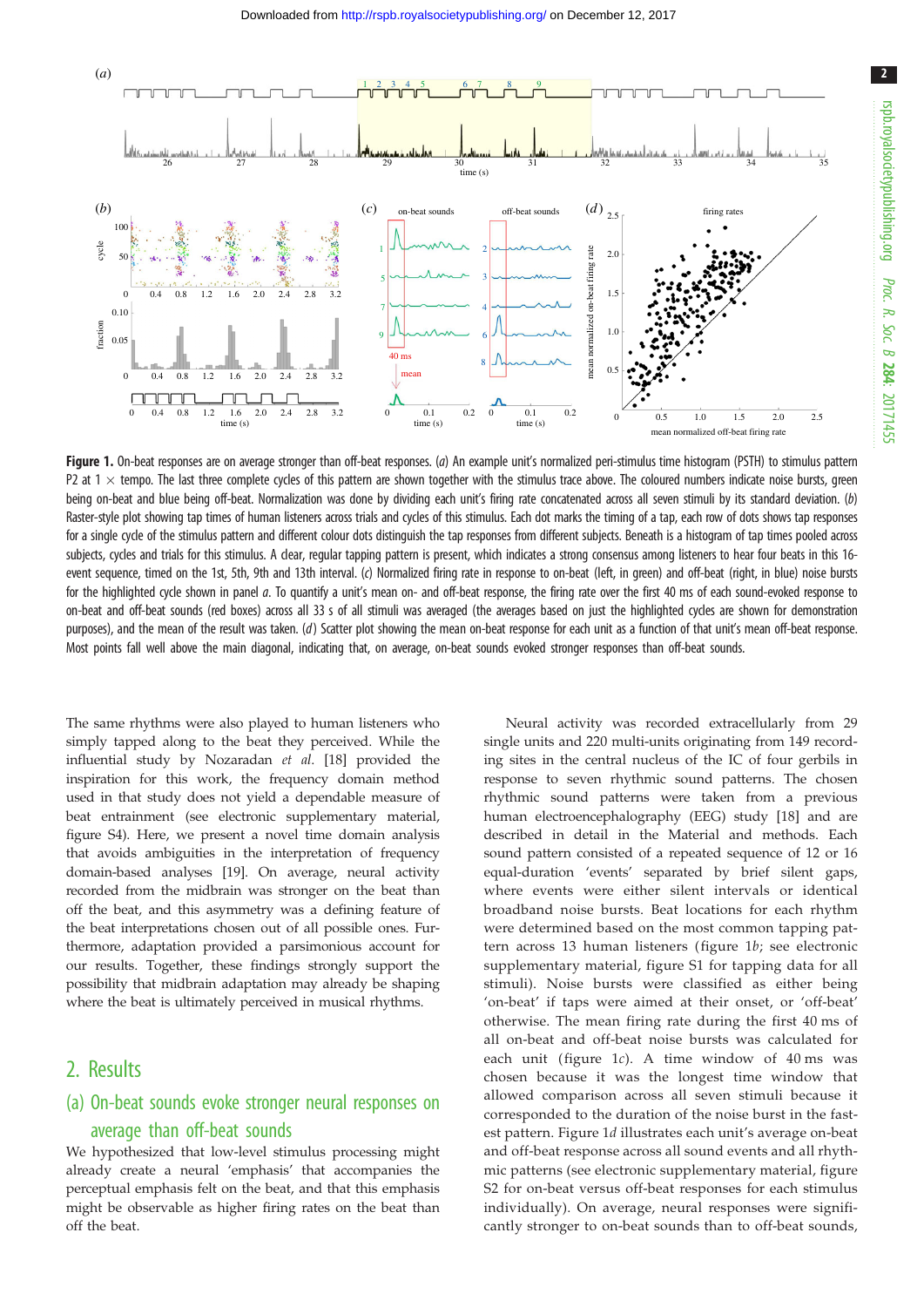**Figure 1.** On-beat responses are on average stronger than off-beat responses. (*a*) An example unit's normalized peri-stimulus time histogram (PSTH) to stimulus pattern P2 at 1 × tempo. The last three complete cycles of this pattern are shown together with the stimulus trace above. The coloured numbers indicate noise bursts, green being on-beat and blue being off-beat. Normalization was done by dividing each unit's firing rate concatenated across all seven stimuli by its standard deviation. (*b*) Raster-style plot showing tap times of human listeners across trials and cycles of this stimulus. Each dot marks the timing of a tap, each row of dots shows tap responses for a single cycle of the stimulus pattern and different colour dots distinguish the tap responses from different subjects. Beneath is a histogram of tap times pooled across subjects, cycles and trials for this stimulus. A clear, regular tapping pattern is present, which indicates a strong consensus among listeners to hear four beats in this 16-event sequence, timed on the 1st, 5th, 9th and 13th interval. (*c*) Normalized firing rate in response to on-beat (left, in green) and off-beat (right, in blue) noise bursts for the highlighted cycle shown in panel *a*. To quantify a unit's mean on- and off-beat response, the firing rate over the first 40 ms of each sound-evoked response to on-beat and off-beat sounds (red boxes) across all 33 s of all stimuli was averaged (the averages based on just the highlighted cycles are shown for demonstration purposes), and the mean of the result was taken. (*d*) Scatter plot showing the mean on-beat response for each unit as a function of that unit's mean off-beat response. Most points fall well above the main diagonal, indicating that, on average, on-beat sounds evoked stronger responses than off-beat sounds.

The same rhythms were also played to human listeners who simply tapped along to the beat they perceived. While the influential study by Nozaradan *et al.* [18] provided the inspiration for this work, the frequency domain method used in that study does not yield a dependable measure of beat entrainment (see electronic supplementary material, figure S4). Here, we present a novel time domain analysis that avoids ambiguities in the interpretation of frequency domain-based analyses [19]. On average, neural activity recorded from the midbrain was stronger on the beat than off the beat, and this asymmetry was a defining feature of the beat interpretations chosen out of all possible ones. Furthermore, adaptation provided a parsimonious account for our results. Together, these findings strongly support the possibility that midbrain adaptation may already be shaping where the beat is ultimately perceived in musical rhythms.

## 2. Results

### (a) On-beat sounds evoke stronger neural responses on average than off-beat sounds

We hypothesized that low-level stimulus processing might already create a neural 'emphasis' that accompanies the perceptual emphasis felt on the beat, and that this emphasis might be observable as higher firing rates on the beat than off the beat.

Neural activity was recorded extracellularly from 29 single units and 220 multi-units originating from 149 recording sites in the central nucleus of the IC of four gerbils in response to seven rhythmic sound patterns. The chosen rhythmic sound patterns were taken from a previous human electroencephalography (EEG) study [18] and are described in detail in the Material and methods. Each sound pattern consisted of a repeated sequence of 12 or 16 equal-duration 'events' separated by brief silent gaps, where events were either silent intervals or identical broadband noise bursts. Beat locations for each rhythm were determined based on the most common tapping pattern across 13 human listeners (figure 1*b*; see electronic supplementary material, figure S1 for tapping data for all stimuli). Noise bursts were classified as either being 'on-beat' if taps were aimed at their onset, or 'off-beat' otherwise. The mean firing rate during the first 40 ms of all on-beat and off-beat noise bursts was calculated for each unit (figure 1*c*). A time window of 40 ms was chosen because it was the longest time window that allowed comparison across all seven stimuli because it corresponded to the duration of the noise burst in the fastest pattern. Figure 1*d* illustrates each unit's average on-beat and off-beat response across all sound events and all rhythmic patterns (see electronic supplementary material, figure S2 for on-beat versus off-beat responses for each stimulus individually). On average, neural responses were significantly stronger to on-beat sounds than to off-beat sounds,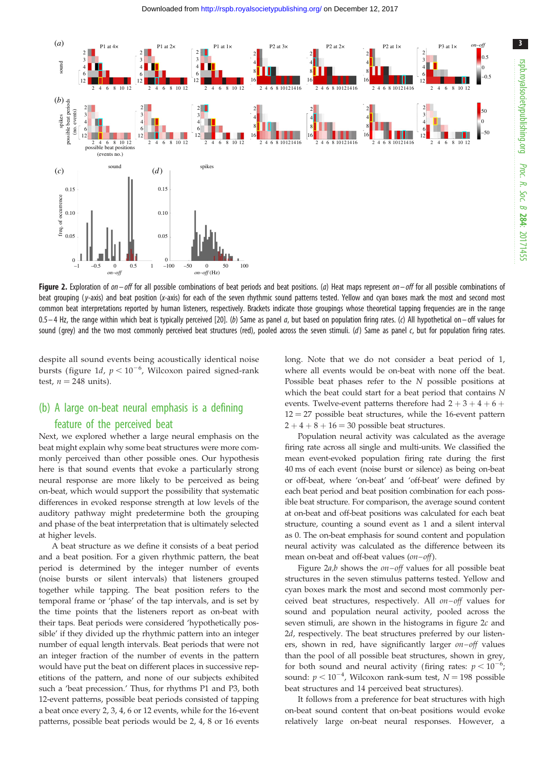Figure 2. Exploration of *on–off* for all possible combinations of beat periods and beat positions. (*a*) Heat maps represent *on–off* for all possible combinations of beat grouping (*y*-axis) and beat position (*x*-axis) for each of the seven rhythmic sound patterns tested. Yellow and cyan boxes mark the most and second most common beat interpretations reported by human listeners, respectively. Brackets indicate those groupings whose theoretical tapping frequencies are in the range 0.5–4 Hz, the range within which beat is typically perceived [20]. (*b*) Same as panel *a*, but based on population firing rates. (*c*) All hypothetical on–off values for sound (grey) and the two most commonly perceived beat structures (red), pooled across the seven stimuli. (*d*) Same as panel *c*, but for population firing rates.

despite all sound events being acoustically identical noise bursts (figure 1*d*, $p < 10^{-6}$, Wilcoxon paired signed-rank test, $n = 248$ units).

## (b) A large on-beat neural emphasis is a defining feature of the perceived beat

Next, we explored whether a large neural emphasis on the beat might explain why some beat structures were more commonly perceived than other possible ones. Our hypothesis here is that sound events that evoke a particularly strong neural response are more likely to be perceived as being on-beat, which would support the possibility that systematic differences in evoked response strength at low levels of the auditory pathway might predetermine both the grouping and phase of the beat interpretation that is ultimately selected at higher levels.

A beat structure as we define it consists of a beat period and a beat position. For a given rhythmic pattern, the beat period is determined by the integer number of events (noise bursts or silent intervals) that listeners grouped together while tapping. The beat position refers to the temporal frame or 'phase' of the tap intervals, and is set by the time points that the listeners report as on-beat with their taps. Beat periods were considered 'hypothetically possible' if they divided up the rhythmic pattern into an integer number of equal length intervals. Beat periods that were not an integer fraction of the number of events in the pattern would have put the beat on different places in successive repetitions of the pattern, and none of our subjects exhibited such a 'beat precession.' Thus, for rhythms P1 and P3, both 12-event patterns, possible beat periods consisted of tapping a beat once every 2, 3, 4, 6 or 12 events, while for the 16-event patterns, possible beat periods would be 2, 4, 8 or 16 events long. Note that we do not consider a beat period of 1, where all events would be on-beat with none off the beat. Possible beat phases refer to the *N* possible positions at which the beat could start for a beat period that contains *N* events. Twelve-event patterns therefore had $2 + 3 + 4 + 6 + 12 = 27$ possible beat structures, while the 16-event pattern $2 + 4 + 8 + 16 = 30$ possible beat structures.

Population neural activity was calculated as the average firing rate across all single and multi-units. We classified the mean event-evoked population firing rate during the first 40 ms of each event (noise burst or silence) as being on-beat or off-beat, where 'on-beat' and 'off-beat' were defined by each beat period and beat position combination for each possible beat structure. For comparison, the average sound content at on-beat and off-beat positions was calculated for each beat structure, counting a sound event as 1 and a silent interval as 0. The on-beat emphasis for sound content and population neural activity was calculated as the difference between its mean on-beat and off-beat values (*on–off*).

Figure 2*a*,*b* shows the *on–off* values for all possible beat structures in the seven stimulus patterns tested. Yellow and cyan boxes mark the most and second most commonly perceived beat structures, respectively. All *on–off* values for sound and population neural activity, pooled across the seven stimuli, are shown in the histograms in figure 2*c* and 2*d*, respectively. The beat structures preferred by our listeners, shown in red, have significantly larger *on–off* values than the pool of all possible beat structures, shown in grey, for both sound and neural activity (firing rates: $p < 10^{-6}$; sound: $p < 10^{-4}$, Wilcoxon rank-sum test, $N = 198$ possible beat structures and 14 perceived beat structures).

It follows from a preference for beat structures with high on-beat sound content that on-beat positions would evoke relatively large on-beat neural responses. However, a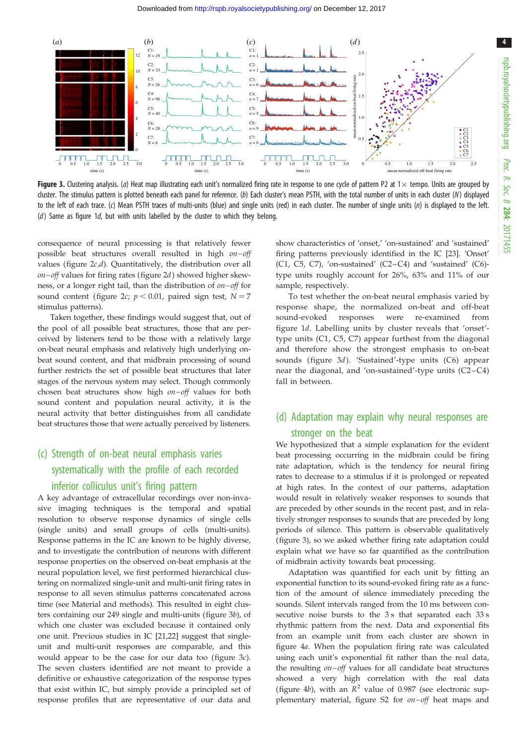**Figure 3.** Clustering analysis. (*a*) Heat map illustrating each unit's normalized firing rate in response to one cycle of pattern P2 at 1× tempo. Units are grouped by cluster. The stimulus pattern is plotted beneath each panel for reference. (*b*) Each cluster's mean PSTH, with the total number of units in each cluster ($N$) displayed to the left of each trace. (*c*) Mean PSTH traces of multi-units (blue) and single units (red) in each cluster. The number of single units ($n$) is displayed to the left. (*d*) Same as figure 1*d*, but with units labelled by the cluster to which they belong.

consequence of neural processing is that relatively fewer possible beat structures overall resulted in high *on–off* values (figure 2*c*,*d*). Quantitatively, the distribution over all *on–off* values for firing rates (figure 2*d*) showed higher skewness, or a longer right tail, than the distribution of *on–off* for sound content (figure 2*c*; $p < 0.01$, paired sign test, $N = 7$ stimulus patterns).

Taken together, these findings would suggest that, out of the pool of all possible beat structures, those that are perceived by listeners tend to be those with a relatively large on-beat neural emphasis and relatively high underlying on-beat sound content, and that midbrain processing of sound further restricts the set of possible beat structures that later stages of the nervous system may select. Though commonly chosen beat structures show high *on–off* values for both sound content and population neural activity, it is the neural activity that better distinguishes from all candidate beat structures those that were actually perceived by listeners.

## (c) Strength of on-beat neural emphasis varies systematically with the profile of each recorded inferior colliculus unit's firing pattern

A key advantage of extracellular recordings over non-invasive imaging techniques is the temporal and spatial resolution to observe response dynamics of single cells (single units) and small groups of cells (multi-units). Response patterns in the IC are known to be highly diverse, and to investigate the contribution of neurons with different response properties on the observed on-beat emphasis at the neural population level, we first performed hierarchical clustering on normalized single-unit and multi-unit firing rates in response to all seven stimulus patterns concatenated across time (see Material and methods). This resulted in eight clusters containing our 249 single and multi-units (figure 3*b*), of which one cluster was excluded because it contained only one unit. Previous studies in IC [21,22] suggest that single-unit and multi-unit responses are comparable, and this would appear to be the case for our data too (figure 3*c*). The seven clusters identified are not meant to provide a definitive or exhaustive categorization of the response types that exist within IC, but simply provide a principled set of response profiles that are representative of our data and show characteristics of 'onset,' 'on-sustained' and 'sustained' firing patterns previously identified in the IC [23]. 'Onset' (C1, C5, C7), 'on-sustained' (C2–C4) and 'sustained' (C6)-type units roughly account for 26%, 63% and 11% of our sample, respectively.

To test whether the on-beat neural emphasis varied by response shape, the normalized on-beat and off-beat sound-evoked responses were re-examined from figure 1*d*. Labelling units by cluster reveals that 'onset'-type units (C1, C5, C7) appear furthest from the diagonal and therefore show the strongest emphasis to on-beat sounds (figure 3*d*). 'Sustained'-type units (C6) appear near the diagonal, and 'on-sustained'-type units (C2–C4) fall in between.

## (d) Adaptation may explain why neural responses are stronger on the beat

We hypothesized that a simple explanation for the evident beat processing occurring in the midbrain could be firing rate adaptation, which is the tendency for neural firing rates to decrease to a stimulus if it is prolonged or repeated at high rates. In the context of our patterns, adaptation would result in relatively weaker responses to sounds that are preceded by other sounds in the recent past, and in relatively stronger responses to sounds that are preceded by long periods of silence. This pattern is observable qualitatively (figure 3), so we asked whether firing rate adaptation could explain what we have so far quantified as the contribution of midbrain activity towards beat processing.

Adaptation was quantified for each unit by fitting an exponential function to its sound-evoked firing rate as a function of the amount of silence immediately preceding the sounds. Silent intervals ranged from the 10 ms between consecutive noise bursts to the 3 s that separated each 33 s rhythmic pattern from the next. Data and exponential fits from an example unit from each cluster are shown in figure 4*a*. When the population firing rate was calculated using each unit's exponential fit rather than the real data, the resulting *on–off* values for all candidate beat structures showed a very high correlation with the real data (figure 4*b*), with an $R^2$ value of 0.987 (see electronic supplementary material, figure S2 for *on–off* heat maps and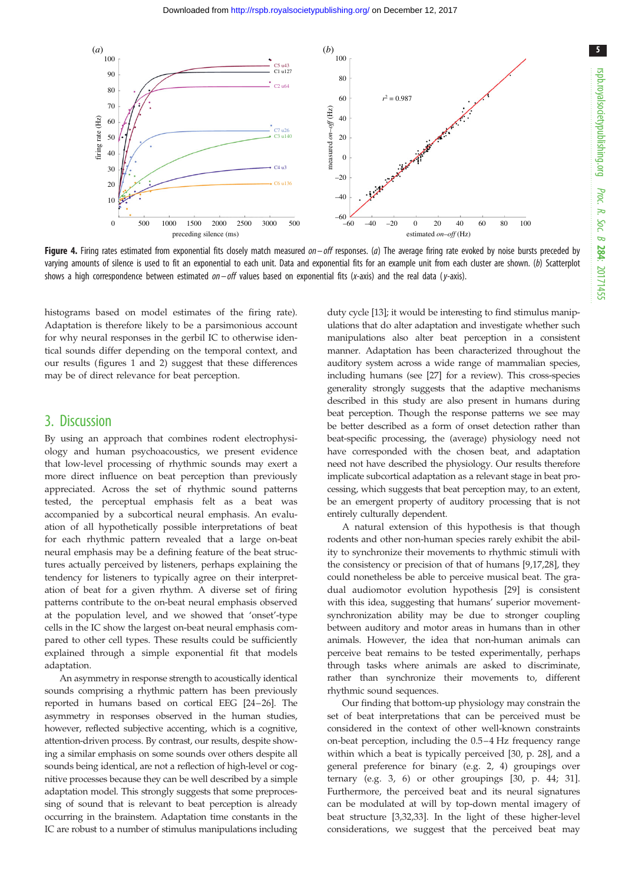(a)

100
90
80
70
60
50
40
30
20
10
0

firing rate (Hz)

C5 u43
C1 u127
C2 u64
C7 u26
C3 u140
C4 u3
C6 u136

500 1000 1500 2000 2500 3000 500

preceding silence (ms)

(b)

100
80
60
40
20
0
−20
−40
−60

measured *on–off* (Hz)

$r^2 = 0.987$

−60 −40 −20 0 20 40 60 80 100

estimated *on–off* (Hz)

**Figure 4.** Firing rates estimated from exponential fits closely match measured *on–off* responses. (*a*) The average firing rate evoked by noise bursts preceded by varying amounts of silence is used to fit an exponential to each unit. Data and exponential fits for an example unit from each cluster are shown. (*b*) Scatterplot shows a high correspondence between estimated *on–off* values based on exponential fits (*x*-axis) and the real data (*y*-axis).

histograms based on model estimates of the firing rate). Adaptation is therefore likely to be a parsimonious account for why neural responses in the gerbil IC to otherwise identical sounds differ depending on the temporal context, and our results (figures 1 and 2) suggest that these differences may be of direct relevance for beat perception.

## 3. Discussion

By using an approach that combines rodent electrophysiology and human psychoacoustics, we present evidence that low-level processing of rhythmic sounds may exert a more direct influence on beat perception than previously appreciated. Across the set of rhythmic sound patterns tested, the perceptual emphasis felt as a beat was accompanied by a subcortical neural emphasis. An evaluation of all hypothetically possible interpretations of beat for each rhythmic pattern revealed that a large on-beat neural emphasis may be a defining feature of the beat structures actually perceived by listeners, perhaps explaining the tendency for listeners to typically agree on their interpretation of beat for a given rhythm. A diverse set of firing patterns contribute to the on-beat neural emphasis observed at the population level, and we showed that 'onset'-type cells in the IC show the largest on-beat neural emphasis compared to other cell types. These results could be sufficiently explained through a simple exponential fit that models adaptation.

An asymmetry in response strength to acoustically identical sounds comprising a rhythmic pattern has been previously reported in humans based on cortical EEG [24–26]. The asymmetry in responses observed in the human studies, however, reflected subjective accenting, which is a cognitive, attention-driven process. By contrast, our results, despite showing a similar emphasis on some sounds over others despite all sounds being identical, are not a reflection of high-level or cognitive processes because they can be well described by a simple adaptation model. This strongly suggests that some preprocessing of sound that is relevant to beat perception is already occurring in the brainstem. Adaptation time constants in the IC are robust to a number of stimulus manipulations including duty cycle [13]; it would be interesting to find stimulus manipulations that do alter adaptation and investigate whether such manipulations also alter beat perception in a consistent manner. Adaptation has been characterized throughout the auditory system across a wide range of mammalian species, including humans (see [27] for a review). This cross-species generality strongly suggests that the adaptive mechanisms described in this study are also present in humans during beat perception. Though the response patterns we see may be better described as a form of onset detection rather than beat-specific processing, the (average) physiology need not have corresponded with the chosen beat, and adaptation need not have described the physiology. Our results therefore implicate subcortical adaptation as a relevant stage in beat processing, which suggests that beat perception may, to an extent, be an emergent property of auditory processing that is not entirely culturally dependent.

A natural extension of this hypothesis is that though rodents and other non-human species rarely exhibit the ability to synchronize their movements to rhythmic stimuli with the consistency or precision of that of humans [9,17,28], they could nonetheless be able to perceive musical beat. The gradual audiomotor evolution hypothesis [29] is consistent with this idea, suggesting that humans' superior movement-synchronization ability may be due to stronger coupling between auditory and motor areas in humans than in other animals. However, the idea that non-human animals can perceive beat remains to be tested experimentally, perhaps through tasks where animals are asked to discriminate, rather than synchronize their movements to, different rhythmic sound sequences.

Our finding that bottom-up physiology may constrain the set of beat interpretations that can be perceived must be considered in the context of other well-known constraints on-beat perception, including the 0.5–4 Hz frequency range within which a beat is typically perceived [30, p. 28], and a general preference for binary (e.g. 2, 4) groupings over ternary (e.g. 3, 6) or other groupings [30, p. 44; 31]. Furthermore, the perceived beat and its neural signatures can be modulated at will by top-down mental imagery of beat structure [3,32,33]. In the light of these higher-level considerations, we suggest that the perceived beat may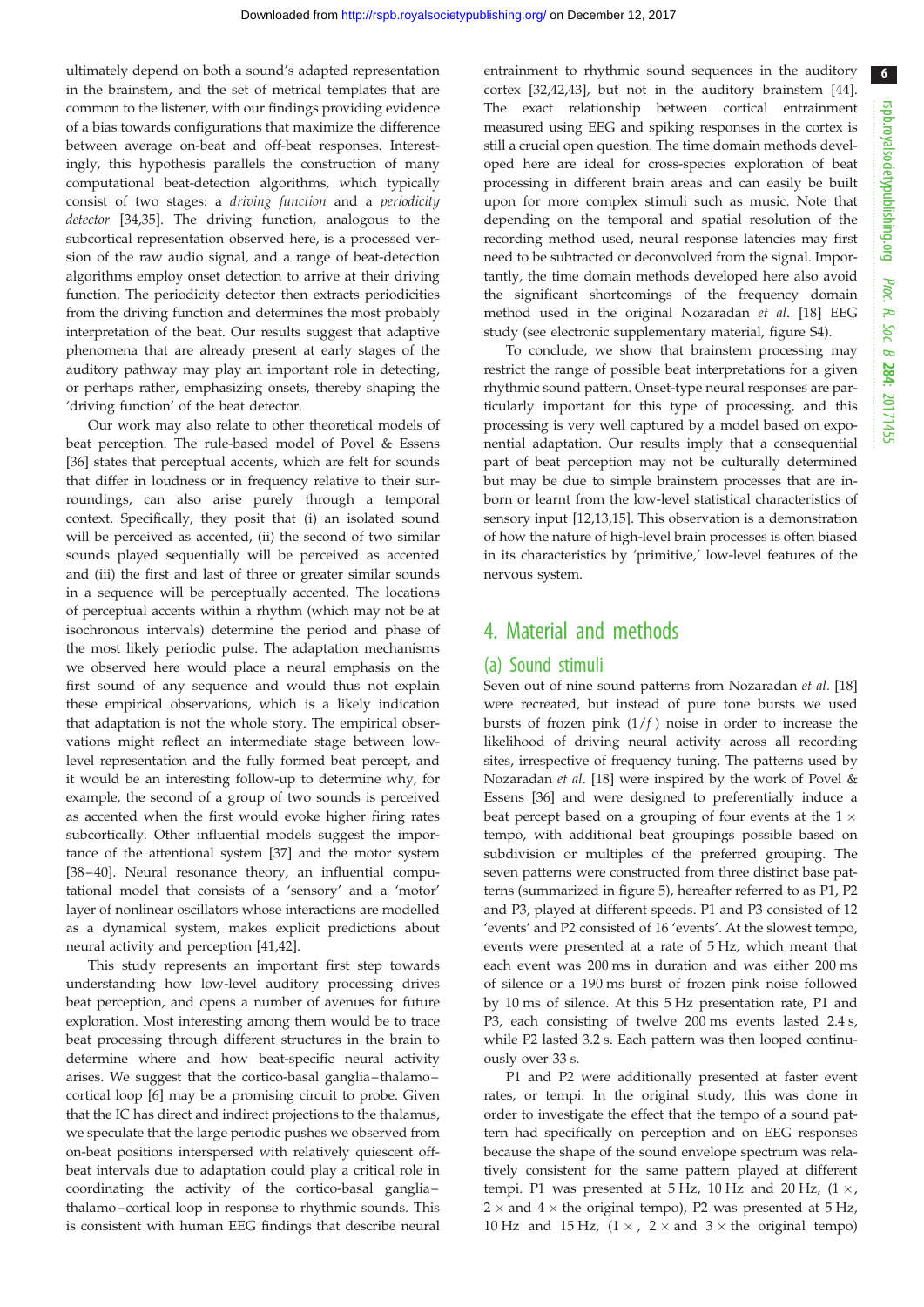ultimately depend on both a sound's adapted representation in the brainstem, and the set of metrical templates that are common to the listener, with our findings providing evidence of a bias towards configurations that maximize the difference between average on-beat and off-beat responses. Interestingly, this hypothesis parallels the construction of many computational beat-detection algorithms, which typically consist of two stages: a *driving function* and a *periodicity detector* [34,35]. The driving function, analogous to the subcortical representation observed here, is a processed version of the raw audio signal, and a range of beat-detection algorithms employ onset detection to arrive at their driving function. The periodicity detector then extracts periodicities from the driving function and determines the most probably interpretation of the beat. Our results suggest that adaptive phenomena that are already present at early stages of the auditory pathway may play an important role in detecting, or perhaps rather, emphasizing onsets, thereby shaping the 'driving function' of the beat detector.

Our work may also relate to other theoretical models of beat perception. The rule-based model of Povel & Essens [36] states that perceptual accents, which are felt for sounds that differ in loudness or in frequency relative to their surroundings, can also arise purely through a temporal context. Specifically, they posit that (i) an isolated sound will be perceived as accented, (ii) the second of two similar sounds played sequentially will be perceived as accented and (iii) the first and last of three or greater similar sounds in a sequence will be perceptually accented. The locations of perceptual accents within a rhythm (which may not be at isochronous intervals) determine the period and phase of the most likely periodic pulse. The adaptation mechanisms we observed here would place a neural emphasis on the first sound of any sequence and would thus not explain these empirical observations, which is a likely indication that adaptation is not the whole story. The empirical observations might reflect an intermediate stage between low-level representation and the fully formed beat percept, and it would be an interesting follow-up to determine why, for example, the second of a group of two sounds is perceived as accented when the first would evoke higher firing rates subcortically. Other influential models suggest the importance of the attentional system [37] and the motor system [38–40]. Neural resonance theory, an influential computational model that consists of a 'sensory' and a 'motor' layer of nonlinear oscillators whose interactions are modelled as a dynamical system, makes explicit predictions about neural activity and perception [41,42].

This study represents an important first step towards understanding how low-level auditory processing drives beat perception, and opens a number of avenues for future exploration. Most interesting among them would be to trace beat processing through different structures in the brain to determine where and how beat-specific neural activity arises. We suggest that the cortico-basal ganglia–thalamo–cortical loop [6] may be a promising circuit to probe. Given that the IC has direct and indirect projections to the thalamus, we speculate that the large periodic pushes we observed from on-beat positions interspersed with relatively quiescent off-beat intervals due to adaptation could play a critical role in coordinating the activity of the cortico-basal ganglia–thalamo–cortical loop in response to rhythmic sounds. This is consistent with human EEG findings that describe neural entrainment to rhythmic sound sequences in the auditory cortex [32,42,43], but not in the auditory brainstem [44]. The exact relationship between cortical entrainment measured using EEG and spiking responses in the cortex is still a crucial open question. The time domain methods developed here are ideal for cross-species exploration of beat processing in different brain areas and can easily be built upon for more complex stimuli such as music. Note that depending on the temporal and spatial resolution of the recording method used, neural response latencies may first need to be subtracted or deconvolved from the signal. Importantly, the time domain methods developed here also avoid the significant shortcomings of the frequency domain method used in the original Nozaradan *et al.* [18] EEG study (see electronic supplementary material, figure S4).

To conclude, we show that brainstem processing may restrict the range of possible beat interpretations for a given rhythmic sound pattern. Onset-type neural responses are particularly important for this type of processing, and this processing is very well captured by a model based on exponential adaptation. Our results imply that a consequential part of beat perception may not be culturally determined but may be due to simple brainstem processes that are inborn or learnt from the low-level statistical characteristics of sensory input [12,13,15]. This observation is a demonstration of how the nature of high-level brain processes is often biased in its characteristics by 'primitive,' low-level features of the nervous system.

## 4. Material and methods

### (a) Sound stimuli

Seven out of nine sound patterns from Nozaradan *et al.* [18] were recreated, but instead of pure tone bursts we used bursts of frozen pink ($1/f$) noise in order to increase the likelihood of driving neural activity across all recording sites, irrespective of frequency tuning. The patterns used by Nozaradan *et al.* [18] were inspired by the work of Povel & Essens [36] and were designed to preferentially induce a beat percept based on a grouping of four events at the $1\times$ tempo, with additional beat groupings possible based on subdivision or multiples of the preferred grouping. The seven patterns were constructed from three distinct base patterns (summarized in figure 5), hereafter referred to as P1, P2 and P3, played at different speeds. P1 and P3 consisted of 12 'events' and P2 consisted of 16 'events'. At the slowest tempo, events were presented at a rate of 5 Hz, which meant that each event was 200 ms in duration and was either 200 ms of silence or a 190 ms burst of frozen pink noise followed by 10 ms of silence. At this 5 Hz presentation rate, P1 and P3, each consisting of twelve 200 ms events lasted 2.4 s, while P2 lasted 3.2 s. Each pattern was then looped continuously over 33 s.

P1 and P2 were additionally presented at faster event rates, or tempi. In the original study, this was done in order to investigate the effect that the tempo of a sound pattern had specifically on perception and on EEG responses because the shape of the sound envelope spectrum was relatively consistent for the same pattern played at different tempi. P1 was presented at 5 Hz, 10 Hz and 20 Hz, ($1\times$, $2\times$ and $4\times$ the original tempo), P2 was presented at 5 Hz, 10 Hz and 15 Hz, ($1\times$, $2\times$ and $3\times$ the original tempo)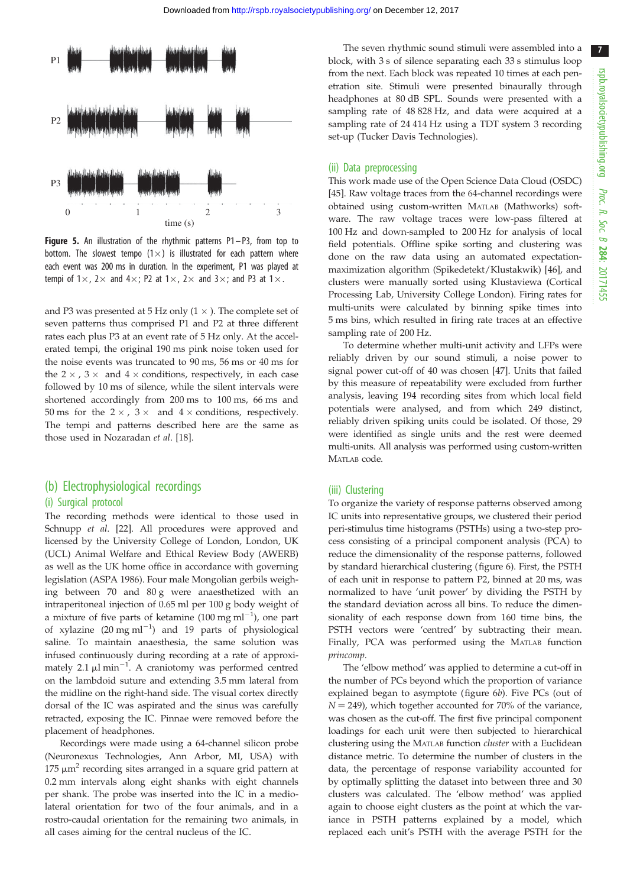**Figure 5.** An illustration of the rhythmic patterns P1–P3, from top to bottom. The slowest tempo (1×) is illustrated for each pattern where each event was 200 ms in duration. In the experiment, P1 was played at tempi of 1×, 2× and 4×; P2 at 1×, 2× and 3×; and P3 at 1×.

and P3 was presented at 5 Hz only (1 ×). The complete set of seven patterns thus comprised P1 and P2 at three different rates each plus P3 at an event rate of 5 Hz only. At the accelerated tempi, the original 190 ms pink noise token used for the noise events was truncated to 90 ms, 56 ms or 40 ms for the 2 ×, 3 × and 4 × conditions, respectively, in each case followed by 10 ms of silence, while the silent intervals were shortened accordingly from 200 ms to 100 ms, 66 ms and 50 ms for the 2 ×, 3 × and 4 × conditions, respectively. The tempi and patterns described here are the same as those used in Nozaradan *et al*. [18].

## (b) Electrophysiological recordings

### (i) Surgical protocol

The recording methods were identical to those used in Schnupp *et al*. [22]. All procedures were approved and licensed by the University College of London, London, UK (UCL) Animal Welfare and Ethical Review Body (AWERB) as well as the UK home office in accordance with governing legislation (ASPA 1986). Four male Mongolian gerbils weighing between 70 and 80 g were anaesthetized with an intraperitoneal injection of 0.65 ml per 100 g body weight of a mixture of five parts of ketamine (100 mg ml$^{-1}$), one part of xylazine (20 mg ml$^{-1}$) and 19 parts of physiological saline. To maintain anaesthesia, the same solution was infused continuously during recording at a rate of approximately 2.1 µl min$^{-1}$. A craniotomy was performed centred on the lambdoid suture and extending 3.5 mm lateral from the midline on the right-hand side. The visual cortex directly dorsal of the IC was aspirated and the sinus was carefully retracted, exposing the IC. Pinnae were removed before the placement of headphones.

Recordings were made using a 64-channel silicon probe (Neuronexus Technologies, Ann Arbor, MI, USA) with 175 µm$^2$ recording sites arranged in a square grid pattern at 0.2 mm intervals along eight shanks with eight channels per shank. The probe was inserted into the IC in a mediolateral orientation for two of the four animals, and in a rostro-caudal orientation for the remaining two animals, in all cases aiming for the central nucleus of the IC.

The seven rhythmic sound stimuli were assembled into a block, with 3 s of silence separating each 33 s stimulus loop from the next. Each block was repeated 10 times at each penetration site. Stimuli were presented binaurally through headphones at 80 dB SPL. Sounds were presented with a sampling rate of 48 828 Hz, and data were acquired at a sampling rate of 24 414 Hz using a TDT system 3 recording set-up (Tucker Davis Technologies).

### (ii) Data preprocessing

This work made use of the Open Science Data Cloud (OSDC) [45]. Raw voltage traces from the 64-channel recordings were obtained using custom-written MATLAB (Mathworks) software. The raw voltage traces were low-pass filtered at 100 Hz and down-sampled to 200 Hz for analysis of local field potentials. Offline spike sorting and clustering was done on the raw data using an automated expectation-maximization algorithm (Spikedetekt/Klustakwik) [46], and clusters were manually sorted using Klustaviewa (Cortical Processing Lab, University College London). Firing rates for multi-units were calculated by binning spike times into 5 ms bins, which resulted in firing rate traces at an effective sampling rate of 200 Hz.

To determine whether multi-unit activity and LFPs were reliably driven by our sound stimuli, a noise power to signal power cut-off of 40 was chosen [47]. Units that failed by this measure of repeatability were excluded from further analysis, leaving 194 recording sites from which local field potentials were analysed, and from which 249 distinct, reliably driven spiking units could be isolated. Of those, 29 were identified as single units and the rest were deemed multi-units. All analysis was performed using custom-written MATLAB code.

### (iii) Clustering

To organize the variety of response patterns observed among IC units into representative groups, we clustered their period peri-stimulus time histograms (PSTHs) using a two-step process consisting of a principal component analysis (PCA) to reduce the dimensionality of the response patterns, followed by standard hierarchical clustering (figure 6). First, the PSTH of each unit in response to pattern P2, binned at 20 ms, was normalized to have 'unit power' by dividing the PSTH by the standard deviation across all bins. To reduce the dimensionality of each response down from 160 time bins, the PSTH vectors were 'centred' by subtracting their mean. Finally, PCA was performed using the MATLAB function *princomp*.

The 'elbow method' was applied to determine a cut-off in the number of PCs beyond which the proportion of variance explained began to asymptote (figure 6*b*). Five PCs (out of $N = 249$), which together accounted for 70% of the variance, was chosen as the cut-off. The first five principal component loadings for each unit were then subjected to hierarchical clustering using the MATLAB function *cluster* with a Euclidean distance metric. To determine the number of clusters in the data, the percentage of response variability accounted for by optimally splitting the dataset into between three and 30 clusters was calculated. The 'elbow method' was applied again to choose eight clusters as the point at which the variance in PSTH patterns explained by a model, which replaced each unit's PSTH with the average PSTH for the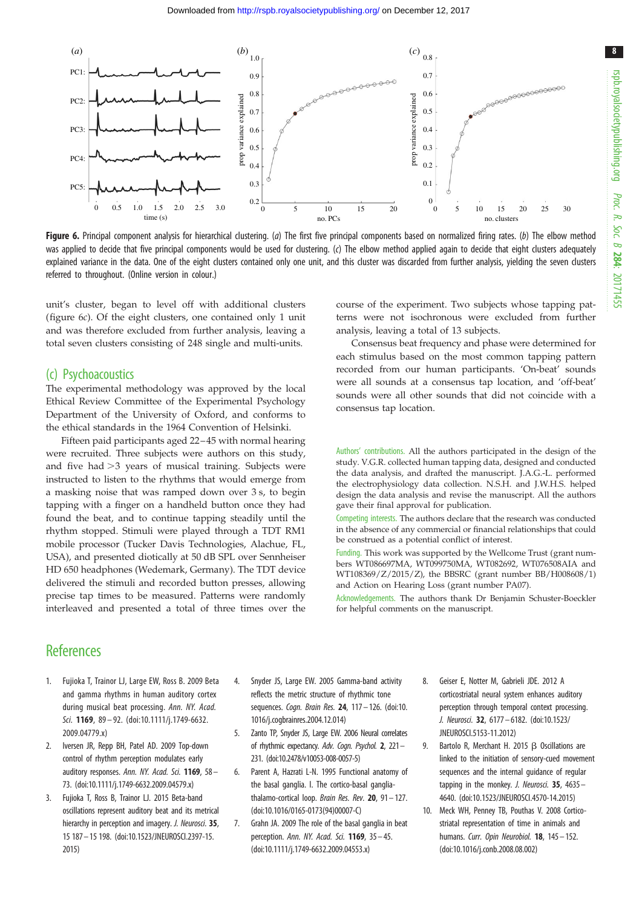Figure 6. Principal component analysis for hierarchical clustering. (*a*) The first five principal components based on normalized firing rates. (*b*) The elbow method was applied to decide that five principal components would be used for clustering. (*c*) The elbow method applied again to decide that eight clusters adequately explained variance in the data. One of the eight clusters contained only one unit, and this cluster was discarded from further analysis, yielding the seven clusters referred to throughout. (Online version in colour.)

unit's cluster, began to level off with additional clusters (figure 6*c*). Of the eight clusters, one contained only 1 unit and was therefore excluded from further analysis, leaving a total seven clusters consisting of 248 single and multi-units.

## (c) Psychoacoustics

The experimental methodology was approved by the local Ethical Review Committee of the Experimental Psychology Department of the University of Oxford, and conforms to the ethical standards in the 1964 Convention of Helsinki.

Fifteen paid participants aged 22–45 with normal hearing were recruited. Three subjects were authors on this study, and five had >3 years of musical training. Subjects were instructed to listen to the rhythms that would emerge from a masking noise that was ramped down over 3 s, to begin tapping with a finger on a handheld button once they had found the beat, and to continue tapping steadily until the rhythm stopped. Stimuli were played through a TDT RM1 mobile processor (Tucker Davis Technologies, Alachue, FL, USA), and presented diotically at 50 dB SPL over Sennheiser HD 650 headphones (Wedemark, Germany). The TDT device delivered the stimuli and recorded button presses, allowing precise tap times to be measured. Patterns were randomly interleaved and presented a total of three times over the course of the experiment. Two subjects whose tapping patterns were not isochronous were excluded from further analysis, leaving a total of 13 subjects.

Consensus beat frequency and phase were determined for each stimulus based on the most common tapping pattern recorded from our human participants. 'On-beat' sounds were all sounds at a consensus tap location, and 'off-beat' sounds were all other sounds that did not coincide with a consensus tap location.

Authors' contributions. All the authors participated in the design of the study. V.G.R. collected human tapping data, designed and conducted the data analysis, and drafted the manuscript. J.A.G.-L. performed the electrophysiology data collection. N.S.H. and J.W.H.S. helped design the data analysis and revise the manuscript. All the authors gave their final approval for publication.

Competing interests. The authors declare that the research was conducted in the absence of any commercial or financial relationships that could be construed as a potential conflict of interest.

Funding. This work was supported by the Wellcome Trust (grant numbers WT086697MA, WT099750MA, WT082692, WT076508AIA and WT108369/Z/2015/Z), the BBSRC (grant number BB/H008608/1) and Action on Hearing Loss (grant number PA07).

Acknowledgements. The authors thank Dr Benjamin Schuster-Boeckler for helpful comments on the manuscript.

# References

1. Fujioka T, Trainor LJ, Large EW, Ross B. 2009 Beta and gamma rhythms in human auditory cortex during musical beat processing. *Ann. NY. Acad. Sci.* **1169**, 89–92. (doi:10.1111/j.1749-6632.2009.04779.x)
2. Iversen JR, Repp BH, Patel AD. 2009 Top-down control of rhythm perception modulates early auditory responses. *Ann. NY. Acad. Sci.* **1169**, 58–73. (doi:10.1111/j.1749-6632.2009.04579.x)
3. Fujioka T, Ross B, Trainor LJ. 2015 Beta-band oscillations represent auditory beat and its metrical hierarchy in perception and imagery. *J. Neurosci.* **35**, 15 187–15 198. (doi:10.1523/JNEUROSCI.2397-15.2015)
4. Snyder JS, Large EW. 2005 Gamma-band activity reflects the metric structure of rhythmic tone sequences. *Cogn. Brain Res.* **24**, 117–126. (doi:10.1016/j.cogbrainres.2004.12.014)
5. Zanto TP, Snyder JS, Large EW. 2006 Neural correlates of rhythmic expectancy. *Adv. Cogn. Psychol.* **2**, 221–231. (doi:10.2478/v10053-008-0057-5)
6. Parent A, Hazrati L-N. 1995 Functional anatomy of the basal ganglia. I. The cortico-basal ganglia-thalamo-cortical loop. *Brain Res. Rev.* **20**, 91–127. (doi:10.1016/0165-0173(94)00007-C)
7. Grahn JA. 2009 The role of the basal ganglia in beat perception. *Ann. NY. Acad. Sci.* **1169**, 35–45. (doi:10.1111/j.1749-6632.2009.04553.x)
8. Geiser E, Notter M, Gabrieli JDE. 2012 A corticostriatal neural system enhances auditory perception through temporal context processing. *J. Neurosci.* **32**, 6177–6182. (doi:10.1523/JNEUROSCI.5153-11.2012)
9. Bartolo R, Merchant H. 2015 β Oscillations are linked to the initiation of sensory-cued movement sequences and the internal guidance of regular tapping in the monkey. *J. Neurosci.* **35**, 4635–4640. (doi:10.1523/JNEUROSCI.4570-14.2015)
10. Meck WH, Penney TB, Pouthas V. 2008 Cortico-striatal representation of time in animals and humans. *Curr. Opin Neurobiol.* **18**, 145–152. (doi:10.1016/j.conb.2008.08.002)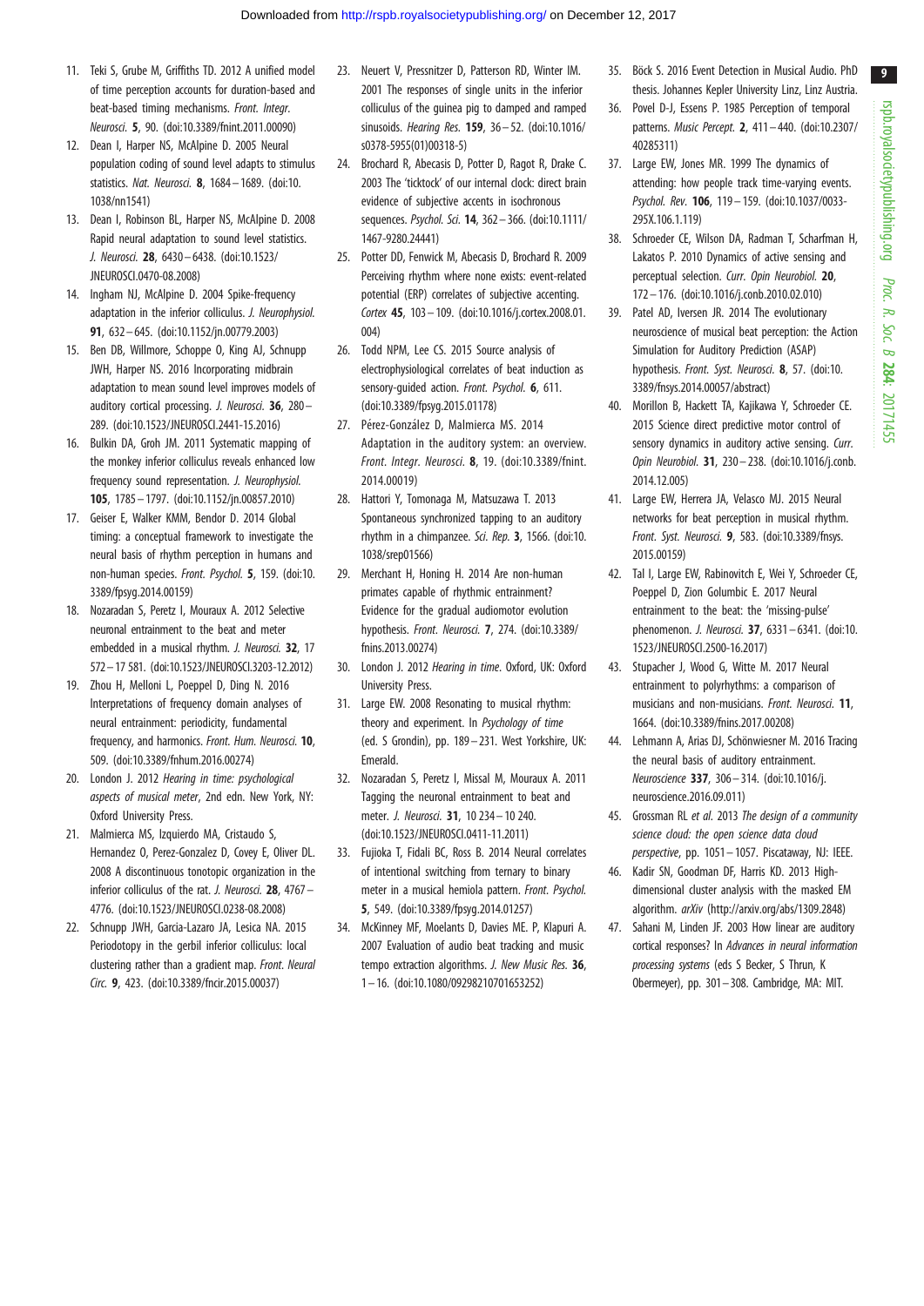11. Teki S, Grube M, Griffiths TD. 2012 A unified model of time perception accounts for duration-based and beat-based timing mechanisms. *Front. Integr. Neurosci.* **5**, 90. (doi:10.3389/fnint.2011.00090)
12. Dean I, Harper NS, McAlpine D. 2005 Neural population coding of sound level adapts to stimulus statistics. *Nat. Neurosci.* **8**, 1684–1689. (doi:10.1038/nn1541)
13. Dean I, Robinson BL, Harper NS, McAlpine D. 2008 Rapid neural adaptation to sound level statistics. *J. Neurosci.* **28**, 6430–6438. (doi:10.1523/JNEUROSCI.0470-08.2008)
14. Ingham NJ, McAlpine D. 2004 Spike-frequency adaptation in the inferior colliculus. *J. Neurophysiol.* **91**, 632–645. (doi:10.1152/jn.00779.2003)
15. Ben DB, Willmore, Schoppe O, King AJ, Schnupp JWH, Harper NS. 2016 Incorporating midbrain adaptation to mean sound level improves models of auditory cortical processing. *J. Neurosci.* **36**, 280–289. (doi:10.1523/JNEUROSCI.2441-15.2016)
16. Bulkin DA, Groh JM. 2011 Systematic mapping of the monkey inferior colliculus reveals enhanced low frequency sound representation. *J. Neurophysiol.* **105**, 1785–1797. (doi:10.1152/jn.00857.2010)
17. Geiser E, Walker KMM, Bendor D. 2014 Global timing: a conceptual framework to investigate the neural basis of rhythm perception in humans and non-human species. *Front. Psychol.* **5**, 159. (doi:10.3389/fpsyg.2014.00159)
18. Nozaradan S, Peretz I, Mouraux A. 2012 Selective neuronal entrainment to the beat and meter embedded in a musical rhythm. *J. Neurosci.* **32**, 17 572–17 581. (doi:10.1523/JNEUROSCI.3203-12.2012)
19. Zhou H, Melloni L, Poeppel D, Ding N. 2016 Interpretations of frequency domain analyses of neural entrainment: periodicity, fundamental frequency, and harmonics. *Front. Hum. Neurosci.* **10**, 509. (doi:10.3389/fnhum.2016.00274)
20. London J. 2012 *Hearing in time: psychological aspects of musical meter*, 2nd edn. New York, NY: Oxford University Press.
21. Malmierca MS, Izquierdo MA, Cristaudo S, Hernandez O, Perez-Gonzalez D, Covey E, Oliver DL. 2008 A discontinuous tonotopic organization in the inferior colliculus of the rat. *J. Neurosci.* **28**, 4767–4776. (doi:10.1523/JNEUROSCI.0238-08.2008)
22. Schnupp JWH, Garcia-Lazaro JA, Lesica NA. 2015 Periodotopy in the gerbil inferior colliculus: local clustering rather than a gradient map. *Front. Neural Circ.* **9**, 423. (doi:10.3389/fncir.2015.00037)
23. Neuert V, Pressnitzer D, Patterson RD, Winter IM. 2001 The responses of single units in the inferior colliculus of the guinea pig to damped and ramped sinusoids. *Hearing Res.* **159**, 36–52. (doi:10.1016/s0378-5955(01)00318-5)
24. Brochard R, Abecasis D, Potter D, Ragot R, Drake C. 2003 The 'ticktock' of our internal clock: direct brain evidence of subjective accents in isochronous sequences. *Psychol. Sci.* **14**, 362–366. (doi:10.1111/1467-9280.24441)
25. Potter DD, Fenwick M, Abecasis D, Brochard R. 2009 Perceiving rhythm where none exists: event-related potential (ERP) correlates of subjective accenting. *Cortex* **45**, 103–109. (doi:10.1016/j.cortex.2008.01.004)
26. Todd NPM, Lee CS. 2015 Source analysis of electrophysiological correlates of beat induction as sensory-guided action. *Front. Psychol.* **6**, 611. (doi:10.3389/fpsyg.2015.01178)
27. Pérez-González D, Malmierca MS. 2014 Adaptation in the auditory system: an overview. *Front. Integr. Neurosci.* **8**, 19. (doi:10.3389/fnint.2014.00019)
28. Hattori Y, Tomonaga M, Matsuzawa T. 2013 Spontaneous synchronized tapping to an auditory rhythm in a chimpanzee. *Sci. Rep.* **3**, 1566. (doi:10.1038/srep01566)
29. Merchant H, Honing H. 2014 Are non-human primates capable of rhythmic entrainment? Evidence for the gradual audiomotor evolution hypothesis. *Front. Neurosci.* **7**, 274. (doi:10.3389/fnins.2013.00274)
30. London J. 2012 *Hearing in time*. Oxford, UK: Oxford University Press.
31. Large EW. 2008 Resonating to musical rhythm: theory and experiment. In *Psychology of time* (ed. S Grondin), pp. 189–231. West Yorkshire, UK: Emerald.
32. Nozaradan S, Peretz I, Missal M, Mouraux A. 2011 Tagging the neuronal entrainment to beat and meter. *J. Neurosci.* **31**, 10 234–10 240. (doi:10.1523/JNEUROSCI.0411-11.2011)
33. Fujioka T, Fidali BC, Ross B. 2014 Neural correlates of intentional switching from ternary to binary meter in a musical hemiola pattern. *Front. Psychol.* **5**, 549. (doi:10.3389/fpsyg.2014.01257)
34. McKinney MF, Moelants D, Davies ME. P, Klapuri A. 2007 Evaluation of audio beat tracking and music tempo extraction algorithms. *J. New Music Res.* **36**, 1–16. (doi:10.1080/09298210701653252)
35. Böck S. 2016 Event Detection in Musical Audio. PhD thesis. Johannes Kepler University Linz, Linz Austria.
36. Povel D-J, Essens P. 1985 Perception of temporal patterns. *Music Percept.* **2**, 411–440. (doi:10.2307/40285311)
37. Large EW, Jones MR. 1999 The dynamics of attending: how people track time-varying events. *Psychol. Rev.* **106**, 119–159. (doi:10.1037/0033-295X.106.1.119)
38. Schroeder CE, Wilson DA, Radman T, Scharfman H, Lakatos P. 2010 Dynamics of active sensing and perceptual selection. *Curr. Opin Neurobiol.* **20**, 172–176. (doi:10.1016/j.conb.2010.02.010)
39. Patel AD, Iversen JR. 2014 The evolutionary neuroscience of musical beat perception: the Action Simulation for Auditory Prediction (ASAP) hypothesis. *Front. Syst. Neurosci.* **8**, 57. (doi:10.3389/fnsys.2014.00057/abstract)
40. Morillon B, Hackett TA, Kajikawa Y, Schroeder CE. 2015 Science direct predictive motor control of sensory dynamics in auditory active sensing. *Curr. Opin Neurobiol.* **31**, 230–238. (doi:10.1016/j.conb.2014.12.005)
41. Large EW, Herrera JA, Velasco MJ. 2015 Neural networks for beat perception in musical rhythm. *Front. Syst. Neurosci.* **9**, 583. (doi:10.3389/fnsys.2015.00159)
42. Tal I, Large EW, Rabinovitch E, Wei Y, Schroeder CE, Poeppel D, Zion Golumbic E. 2017 Neural entrainment to the beat: the 'missing-pulse' phenomenon. *J. Neurosci.* **37**, 6331–6341. (doi:10.1523/JNEUROSCI.2500-16.2017)
43. Stupacher J, Wood G, Witte M. 2017 Neural entrainment to polyrhythms: a comparison of musicians and non-musicians. *Front. Neurosci.* **11**, 1664. (doi:10.3389/fnins.2017.00208)
44. Lehmann A, Arias DJ, Schönwiesner M. 2016 Tracing the neural basis of auditory entrainment. *Neuroscience* **337**, 306–314. (doi:10.1016/j.neuroscience.2016.09.011)
45. Grossman RL *et al.* 2013 *The design of a community science cloud: the open science data cloud perspective*, pp. 1051–1057. Piscataway, NJ: IEEE.
46. Kadir SN, Goodman DF, Harris KD. 2013 High-dimensional cluster analysis with the masked EM algorithm. *arXiv* (http://arxiv.org/abs/1309.2848)
47. Sahani M, Linden JF. 2003 How linear are auditory cortical responses? In *Advances in neural information processing systems* (eds S Becker, S Thrun, K Obermeyer), pp. 301–308. Cambridge, MA: MIT.